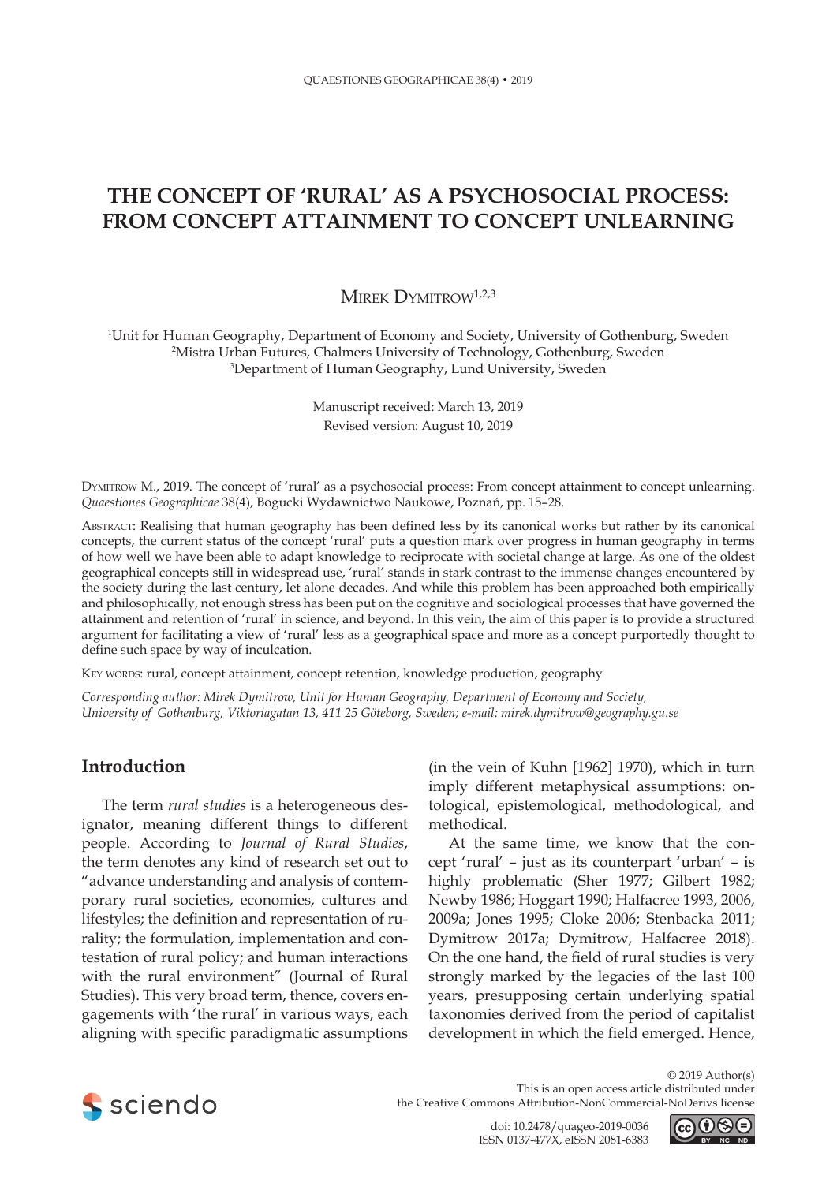# THE CONCEPT OF 'RURAL' AS A PSYCHOSOCIAL PROCESS: FROM CONCEPT ATTAINMENT TO CONCEPT UNLEARNING

Mirek Dymitrow[1,2,3]

[1]Unit for Human Geography, Department of Economy and Society, University of Gothenburg, Sweden
[2]Mistra Urban Futures, Chalmers University of Technology, Gothenburg, Sweden
[3]Department of Human Geography, Lund University, Sweden

Manuscript received: March 13, 2019
Revised version: August 10, 2019

Dymitrow M., 2019. The concept of 'rural' as a psychosocial process: From concept attainment to concept unlearning. *Quaestiones Geographicae* 38(4), Bogucki Wydawnictwo Naukowe, Poznań, pp. 15–28.

Abstract: Realising that human geography has been defined less by its canonical works but rather by its canonical concepts, the current status of the concept 'rural' puts a question mark over progress in human geography in terms of how well we have been able to adapt knowledge to reciprocate with societal change at large. As one of the oldest geographical concepts still in widespread use, 'rural' stands in stark contrast to the immense changes encountered by the society during the last century, let alone decades. And while this problem has been approached both empirically and philosophically, not enough stress has been put on the cognitive and sociological processes that have governed the attainment and retention of 'rural' in science, and beyond. In this vein, the aim of this paper is to provide a structured argument for facilitating a view of 'rural' less as a geographical space and more as a concept purportedly thought to define such space by way of inculcation.

Key words: rural, concept attainment, concept retention, knowledge production, geography

*Corresponding author: Mirek Dymitrow, Unit for Human Geography, Department of Economy and Society, University of Gothenburg, Viktoriagatan 13, 411 25 Göteborg, Sweden; e-mail: mirek.dymitrow@geography.gu.se*

## Introduction

The term *rural studies* is a heterogeneous designator, meaning different things to different people. According to *Journal of Rural Studies*, the term denotes any kind of research set out to "advance understanding and analysis of contemporary rural societies, economies, cultures and lifestyles; the definition and representation of rurality; the formulation, implementation and contestation of rural policy; and human interactions with the rural environment" (Journal of Rural Studies). This very broad term, thence, covers engagements with 'the rural' in various ways, each aligning with specific paradigmatic assumptions (in the vein of Kuhn [1962] 1970), which in turn imply different metaphysical assumptions: ontological, epistemological, methodological, and methodical.

At the same time, we know that the concept 'rural' – just as its counterpart 'urban' – is highly problematic (Sher 1977; Gilbert 1982; Newby 1986; Hoggart 1990; Halfacree 1993, 2006, 2009a; Jones 1995; Cloke 2006; Stenbacka 2011; Dymitrow 2017a; Dymitrow, Halfacree 2018). On the one hand, the field of rural studies is very strongly marked by the legacies of the last 100 years, presupposing certain underlying spatial taxonomies derived from the period of capitalist development in which the field emerged. Hence,

© 2019 Author(s)
This is an open access article distributed under the Creative Commons Attribution-NonCommercial-NoDerivs license

doi: 10.2478/quageo-2019-0036
ISSN 0137-477X, eISSN 2081-6383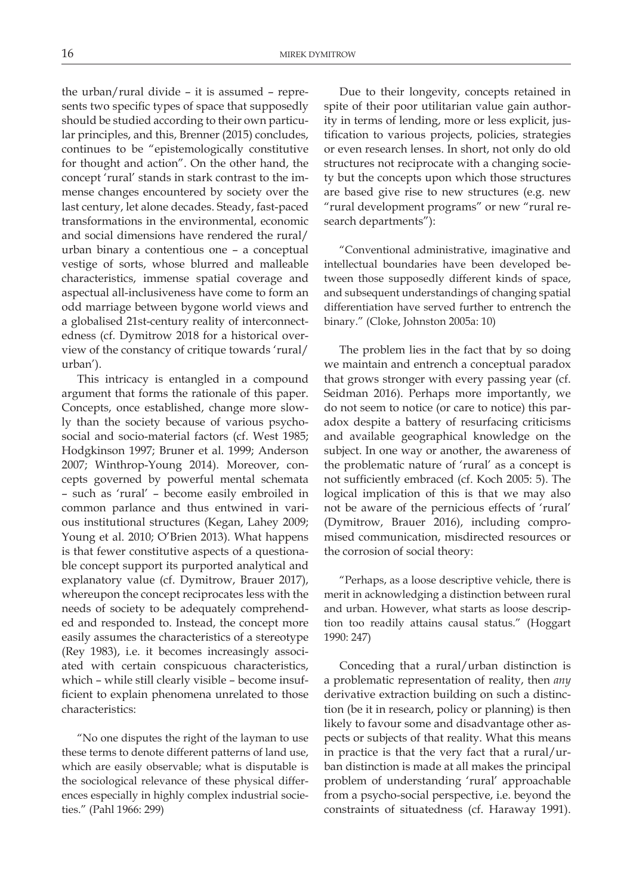the urban/rural divide – it is assumed – represents two specific types of space that supposedly should be studied according to their own particular principles, and this, Brenner (2015) concludes, continues to be "epistemologically constitutive for thought and action". On the other hand, the concept 'rural' stands in stark contrast to the immense changes encountered by society over the last century, let alone decades. Steady, fast-paced transformations in the environmental, economic and social dimensions have rendered the rural/urban binary a contentious one – a conceptual vestige of sorts, whose blurred and malleable characteristics, immense spatial coverage and aspectual all-inclusiveness have come to form an odd marriage between bygone world views and a globalised 21st-century reality of interconnectedness (cf. Dymitrow 2018 for a historical overview of the constancy of critique towards 'rural/urban').

This intricacy is entangled in a compound argument that forms the rationale of this paper. Concepts, once established, change more slowly than the society because of various psycho-social and socio-material factors (cf. West 1985; Hodgkinson 1997; Bruner et al. 1999; Anderson 2007; Winthrop-Young 2014). Moreover, concepts governed by powerful mental schemata – such as 'rural' – become easily embroiled in common parlance and thus entwined in various institutional structures (Kegan, Lahey 2009; Young et al. 2010; O'Brien 2013). What happens is that fewer constitutive aspects of a questionable concept support its purported analytical and explanatory value (cf. Dymitrow, Brauer 2017), whereupon the concept reciprocates less with the needs of society to be adequately comprehended and responded to. Instead, the concept more easily assumes the characteristics of a stereotype (Rey 1983), i.e. it becomes increasingly associated with certain conspicuous characteristics, which – while still clearly visible – become insufficient to explain phenomena unrelated to those characteristics:

> "No one disputes the right of the layman to use these terms to denote different patterns of land use, which are easily observable; what is disputable is the sociological relevance of these physical differences especially in highly complex industrial societies." (Pahl 1966: 299)

Due to their longevity, concepts retained in spite of their poor utilitarian value gain authority in terms of lending, more or less explicit, justification to various projects, policies, strategies or even research lenses. In short, not only do old structures not reciprocate with a changing society but the concepts upon which those structures are based give rise to new structures (e.g. new "rural development programs" or new "rural research departments"):

> "Conventional administrative, imaginative and intellectual boundaries have been developed between those supposedly different kinds of space, and subsequent understandings of changing spatial differentiation have served further to entrench the binary." (Cloke, Johnston 2005a: 10)

The problem lies in the fact that by so doing we maintain and entrench a conceptual paradox that grows stronger with every passing year (cf. Seidman 2016). Perhaps more importantly, we do not seem to notice (or care to notice) this paradox despite a battery of resurfacing criticisms and available geographical knowledge on the subject. In one way or another, the awareness of the problematic nature of 'rural' as a concept is not sufficiently embraced (cf. Koch 2005: 5). The logical implication of this is that we may also not be aware of the pernicious effects of 'rural' (Dymitrow, Brauer 2016), including compromised communication, misdirected resources or the corrosion of social theory:

> "Perhaps, as a loose descriptive vehicle, there is merit in acknowledging a distinction between rural and urban. However, what starts as loose description too readily attains causal status." (Hoggart 1990: 247)

Conceding that a rural/urban distinction is a problematic representation of reality, then *any* derivative extraction building on such a distinction (be it in research, policy or planning) is then likely to favour some and disadvantage other aspects or subjects of that reality. What this means in practice is that the very fact that a rural/urban distinction is made at all makes the principal problem of understanding 'rural' approachable from a psycho-social perspective, i.e. beyond the constraints of situatedness (cf. Haraway 1991).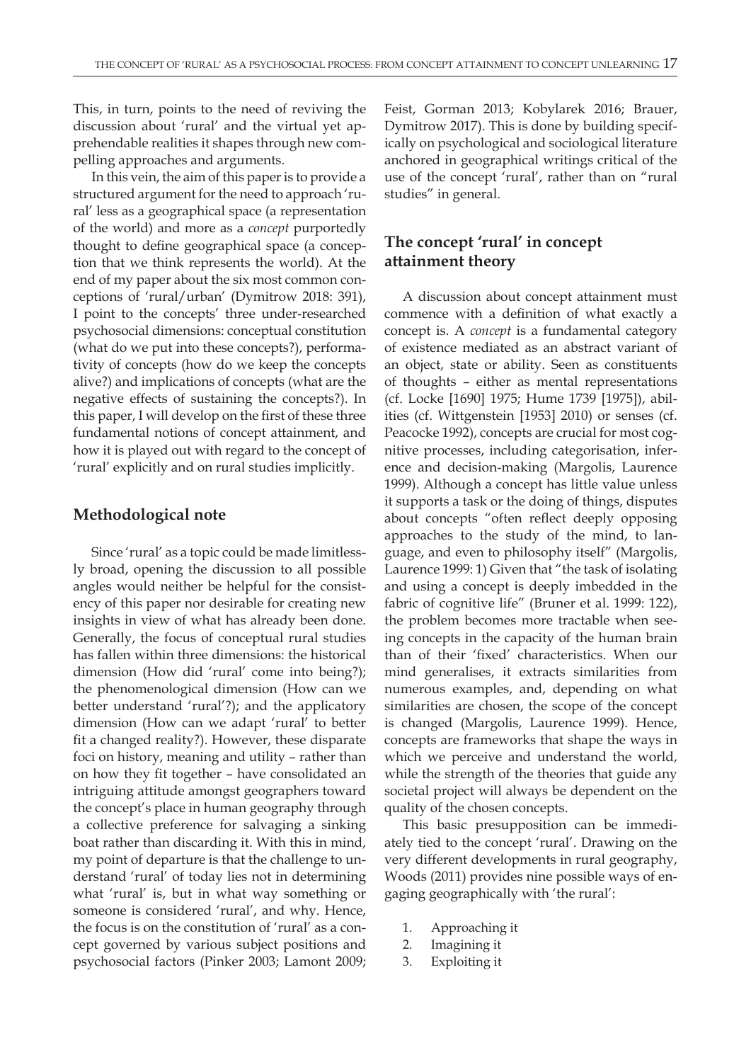This, in turn, points to the need of reviving the discussion about 'rural' and the virtual yet apprehendable realities it shapes through new compelling approaches and arguments.

In this vein, the aim of this paper is to provide a structured argument for the need to approach 'rural' less as a geographical space (a representation of the world) and more as a *concept* purportedly thought to define geographical space (a conception that we think represents the world). At the end of my paper about the six most common conceptions of 'rural/urban' (Dymitrow 2018: 391), I point to the concepts' three under-researched psychosocial dimensions: conceptual constitution (what do we put into these concepts?), performativity of concepts (how do we keep the concepts alive?) and implications of concepts (what are the negative effects of sustaining the concepts?). In this paper, I will develop on the first of these three fundamental notions of concept attainment, and how it is played out with regard to the concept of 'rural' explicitly and on rural studies implicitly.

## Methodological note

Since 'rural' as a topic could be made limitlessly broad, opening the discussion to all possible angles would neither be helpful for the consistency of this paper nor desirable for creating new insights in view of what has already been done. Generally, the focus of conceptual rural studies has fallen within three dimensions: the historical dimension (How did 'rural' come into being?); the phenomenological dimension (How can we better understand 'rural'?); and the applicatory dimension (How can we adapt 'rural' to better fit a changed reality?). However, these disparate foci on history, meaning and utility – rather than on how they fit together – have consolidated an intriguing attitude amongst geographers toward the concept's place in human geography through a collective preference for salvaging a sinking boat rather than discarding it. With this in mind, my point of departure is that the challenge to understand 'rural' of today lies not in determining what 'rural' is, but in what way something or someone is considered 'rural', and why. Hence, the focus is on the constitution of 'rural' as a concept governed by various subject positions and psychosocial factors (Pinker 2003; Lamont 2009; Feist, Gorman 2013; Kobylarek 2016; Brauer, Dymitrow 2017). This is done by building specifically on psychological and sociological literature anchored in geographical writings critical of the use of the concept 'rural', rather than on "rural studies" in general.

## The concept 'rural' in concept attainment theory

A discussion about concept attainment must commence with a definition of what exactly a concept is. A *concept* is a fundamental category of existence mediated as an abstract variant of an object, state or ability. Seen as constituents of thoughts – either as mental representations (cf. Locke [1690] 1975; Hume 1739 [1975]), abilities (cf. Wittgenstein [1953] 2010) or senses (cf. Peacocke 1992), concepts are crucial for most cognitive processes, including categorisation, inference and decision-making (Margolis, Laurence 1999). Although a concept has little value unless it supports a task or the doing of things, disputes about concepts "often reflect deeply opposing approaches to the study of the mind, to language, and even to philosophy itself" (Margolis, Laurence 1999: 1) Given that "the task of isolating and using a concept is deeply imbedded in the fabric of cognitive life" (Bruner et al. 1999: 122), the problem becomes more tractable when seeing concepts in the capacity of the human brain than of their 'fixed' characteristics. When our mind generalises, it extracts similarities from numerous examples, and, depending on what similarities are chosen, the scope of the concept is changed (Margolis, Laurence 1999). Hence, concepts are frameworks that shape the ways in which we perceive and understand the world, while the strength of the theories that guide any societal project will always be dependent on the quality of the chosen concepts.

This basic presupposition can be immediately tied to the concept 'rural'. Drawing on the very different developments in rural geography, Woods (2011) provides nine possible ways of engaging geographically with 'the rural':

1. Approaching it
2. Imagining it
3. Exploiting it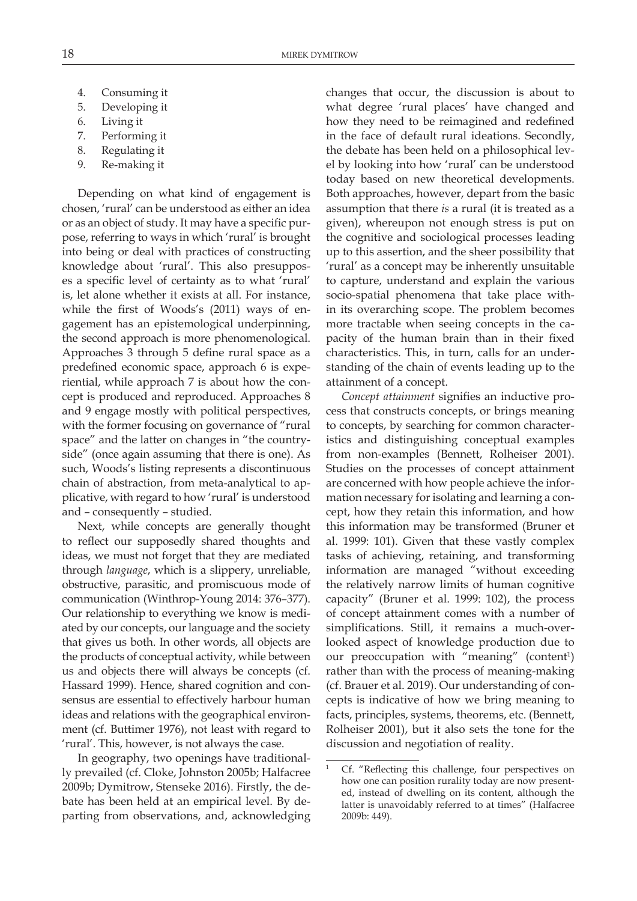4. Consuming it
5. Developing it
6. Living it
7. Performing it
8. Regulating it
9. Re-making it

Depending on what kind of engagement is chosen, 'rural' can be understood as either an idea or as an object of study. It may have a specific purpose, referring to ways in which 'rural' is brought into being or deal with practices of constructing knowledge about 'rural'. This also presupposes a specific level of certainty as to what 'rural' is, let alone whether it exists at all. For instance, while the first of Woods's (2011) ways of engagement has an epistemological underpinning, the second approach is more phenomenological. Approaches 3 through 5 define rural space as a predefined economic space, approach 6 is experiential, while approach 7 is about how the concept is produced and reproduced. Approaches 8 and 9 engage mostly with political perspectives, with the former focusing on governance of "rural space" and the latter on changes in "the countryside" (once again assuming that there is one). As such, Woods's listing represents a discontinuous chain of abstraction, from meta-analytical to applicative, with regard to how 'rural' is understood and – consequently – studied.

Next, while concepts are generally thought to reflect our supposedly shared thoughts and ideas, we must not forget that they are mediated through *language*, which is a slippery, unreliable, obstructive, parasitic, and promiscuous mode of communication (Winthrop-Young 2014: 376–377). Our relationship to everything we know is mediated by our concepts, our language and the society that gives us both. In other words, all objects are the products of conceptual activity, while between us and objects there will always be concepts (cf. Hassard 1999). Hence, shared cognition and consensus are essential to effectively harbour human ideas and relations with the geographical environment (cf. Buttimer 1976), not least with regard to 'rural'. This, however, is not always the case.

In geography, two openings have traditionally prevailed (cf. Cloke, Johnston 2005b; Halfacree 2009b; Dymitrow, Stenseke 2016). Firstly, the debate has been held at an empirical level. By departing from observations, and, acknowledging changes that occur, the discussion is about to what degree 'rural places' have changed and how they need to be reimagined and redefined in the face of default rural ideations. Secondly, the debate has been held on a philosophical level by looking into how 'rural' can be understood today based on new theoretical developments. Both approaches, however, depart from the basic assumption that there *is* a rural (it is treated as a given), whereupon not enough stress is put on the cognitive and sociological processes leading up to this assertion, and the sheer possibility that 'rural' as a concept may be inherently unsuitable to capture, understand and explain the various socio-spatial phenomena that take place within its overarching scope. The problem becomes more tractable when seeing concepts in the capacity of the human brain than in their fixed characteristics. This, in turn, calls for an understanding of the chain of events leading up to the attainment of a concept.

*Concept attainment* signifies an inductive process that constructs concepts, or brings meaning to concepts, by searching for common characteristics and distinguishing conceptual examples from non-examples (Bennett, Rolheiser 2001). Studies on the processes of concept attainment are concerned with how people achieve the information necessary for isolating and learning a concept, how they retain this information, and how this information may be transformed (Bruner et al. 1999: 101). Given that these vastly complex tasks of achieving, retaining, and transforming information are managed "without exceeding the relatively narrow limits of human cognitive capacity" (Bruner et al. 1999: 102), the process of concept attainment comes with a number of simplifications. Still, it remains a much-overlooked aspect of knowledge production due to our preoccupation with "meaning" (content[1]) rather than with the process of meaning-making (cf. Brauer et al. 2019). Our understanding of concepts is indicative of how we bring meaning to facts, principles, systems, theorems, etc. (Bennett, Rolheiser 2001), but it also sets the tone for the discussion and negotiation of reality.

[1] Cf. "Reflecting this challenge, four perspectives on how one can position rurality today are now presented, instead of dwelling on its content, although the latter is unavoidably referred to at times" (Halfacree 2009b: 449).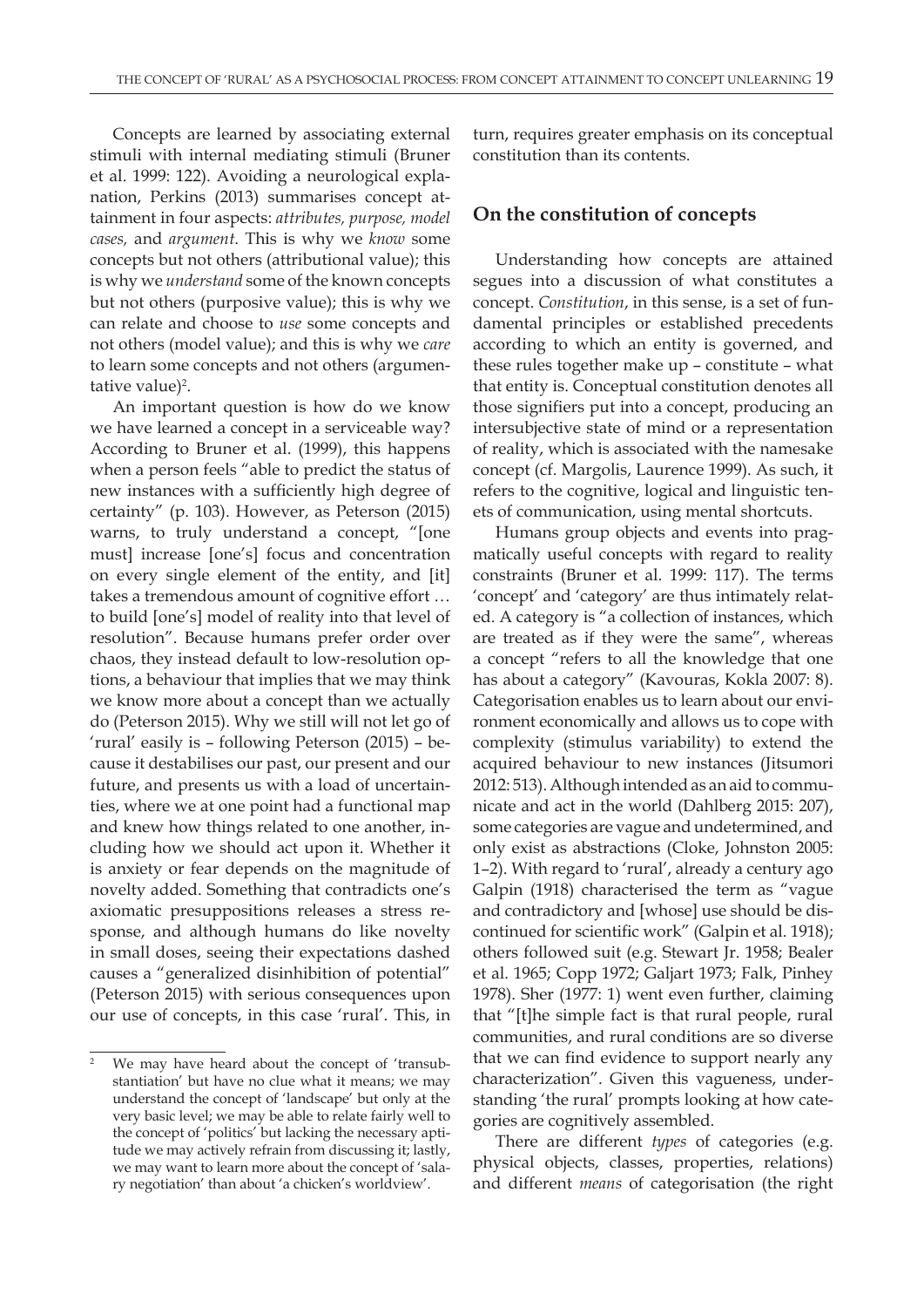Concepts are learned by associating external stimuli with internal mediating stimuli (Bruner et al. 1999: 122). Avoiding a neurological explanation, Perkins (2013) summarises concept attainment in four aspects: *attributes, purpose, model cases,* and *argument*. This is why we *know* some concepts but not others (attributional value); this is why we *understand* some of the known concepts but not others (purposive value); this is why we can relate and choose to *use* some concepts and not others (model value); and this is why we *care* to learn some concepts and not others (argumentative value)[2].

An important question is how do we know we have learned a concept in a serviceable way? According to Bruner et al. (1999), this happens when a person feels "able to predict the status of new instances with a sufficiently high degree of certainty" (p. 103). However, as Peterson (2015) warns, to truly understand a concept, "[one must] increase [one's] focus and concentration on every single element of the entity, and [it] takes a tremendous amount of cognitive effort … to build [one's] model of reality into that level of resolution". Because humans prefer order over chaos, they instead default to low-resolution options, a behaviour that implies that we may think we know more about a concept than we actually do (Peterson 2015). Why we still will not let go of 'rural' easily is – following Peterson (2015) – because it destabilises our past, our present and our future, and presents us with a load of uncertainties, where we at one point had a functional map and knew how things related to one another, including how we should act upon it. Whether it is anxiety or fear depends on the magnitude of novelty added. Something that contradicts one's axiomatic presuppositions releases a stress response, and although humans do like novelty in small doses, seeing their expectations dashed causes a "generalized disinhibition of potential" (Peterson 2015) with serious consequences upon our use of concepts, in this case 'rural'. This, in turn, requires greater emphasis on its conceptual constitution than its contents.

## On the constitution of concepts

Understanding how concepts are attained segues into a discussion of what constitutes a concept. *Constitution*, in this sense, is a set of fundamental principles or established precedents according to which an entity is governed, and these rules together make up – constitute – what that entity is. Conceptual constitution denotes all those signifiers put into a concept, producing an intersubjective state of mind or a representation of reality, which is associated with the namesake concept (cf. Margolis, Laurence 1999). As such, it refers to the cognitive, logical and linguistic tenets of communication, using mental shortcuts.

Humans group objects and events into pragmatically useful concepts with regard to reality constraints (Bruner et al. 1999: 117). The terms 'concept' and 'category' are thus intimately related. A category is "a collection of instances, which are treated as if they were the same", whereas a concept "refers to all the knowledge that one has about a category" (Kavouras, Kokla 2007: 8). Categorisation enables us to learn about our environment economically and allows us to cope with complexity (stimulus variability) to extend the acquired behaviour to new instances (Jitsumori 2012: 513). Although intended as an aid to communicate and act in the world (Dahlberg 2015: 207), some categories are vague and undetermined, and only exist as abstractions (Cloke, Johnston 2005: 1–2). With regard to 'rural', already a century ago Galpin (1918) characterised the term as "vague and contradictory and [whose] use should be discontinued for scientific work" (Galpin et al. 1918); others followed suit (e.g. Stewart Jr. 1958; Bealer et al. 1965; Copp 1972; Galjart 1973; Falk, Pinhey 1978). Sher (1977: 1) went even further, claiming that "[t]he simple fact is that rural people, rural communities, and rural conditions are so diverse that we can find evidence to support nearly any characterization". Given this vagueness, understanding 'the rural' prompts looking at how categories are cognitively assembled.

There are different *types* of categories (e.g. physical objects, classes, properties, relations) and different *means* of categorisation (the right

---

[2] We may have heard about the concept of 'transubstantiation' but have no clue what it means; we may understand the concept of 'landscape' but only at the very basic level; we may be able to relate fairly well to the concept of 'politics' but lacking the necessary aptitude we may actively refrain from discussing it; lastly, we may want to learn more about the concept of 'salary negotiation' than about 'a chicken's worldview'.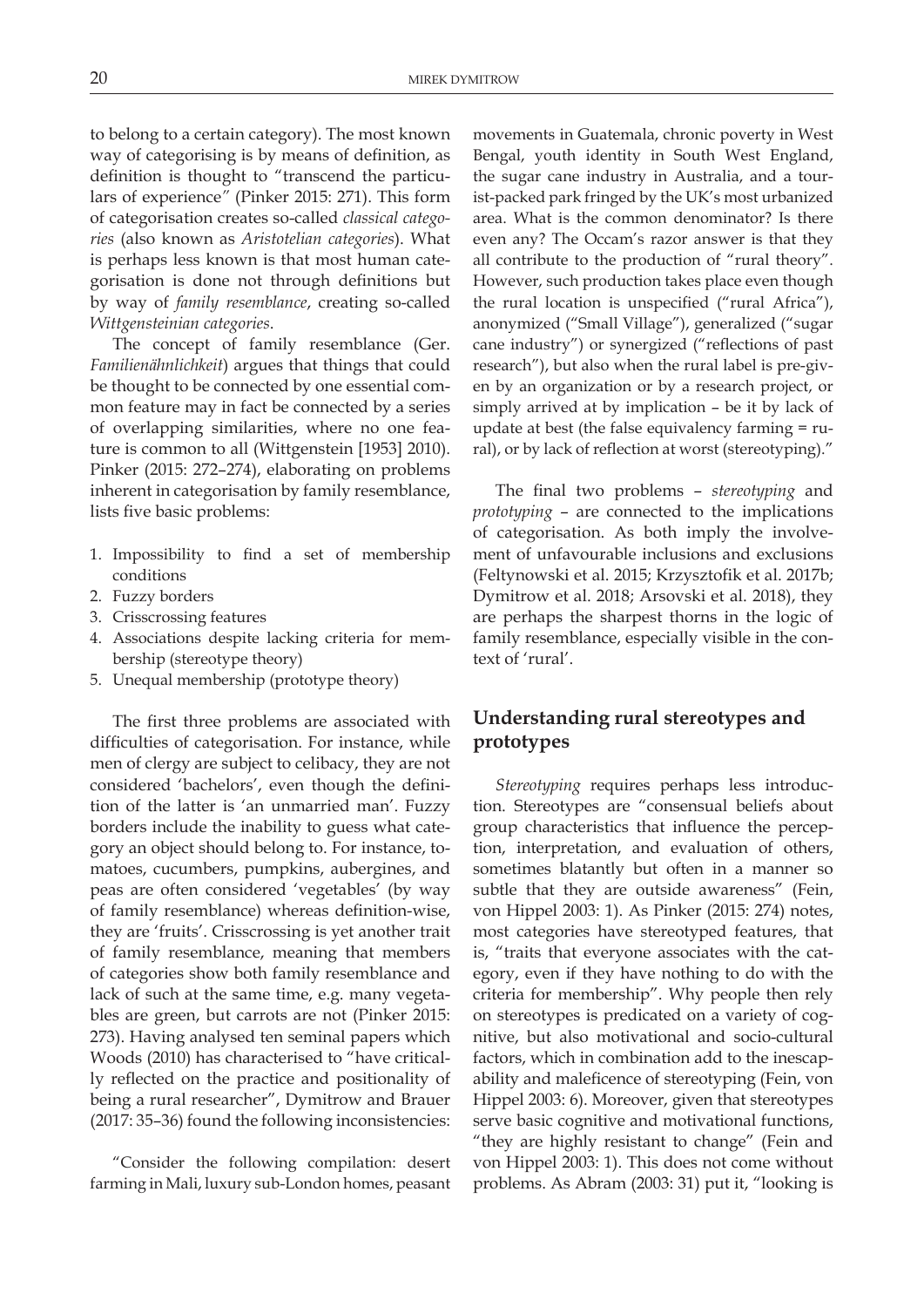to belong to a certain category). The most known way of categorising is by means of definition, as definition is thought to "transcend the particulars of experience" (Pinker 2015: 271). This form of categorisation creates so-called *classical categories* (also known as *Aristotelian categories*). What is perhaps less known is that most human categorisation is done not through definitions but by way of *family resemblance*, creating so-called *Wittgensteinian categories*.

The concept of family resemblance (Ger. *Familienähnlichkeit*) argues that things that could be thought to be connected by one essential common feature may in fact be connected by a series of overlapping similarities, where no one feature is common to all (Wittgenstein [1953] 2010). Pinker (2015: 272–274), elaborating on problems inherent in categorisation by family resemblance, lists five basic problems:

1. Impossibility to find a set of membership conditions
2. Fuzzy borders
3. Crisscrossing features
4. Associations despite lacking criteria for membership (stereotype theory)
5. Unequal membership (prototype theory)

The first three problems are associated with difficulties of categorisation. For instance, while men of clergy are subject to celibacy, they are not considered 'bachelors', even though the definition of the latter is 'an unmarried man'. Fuzzy borders include the inability to guess what category an object should belong to. For instance, tomatoes, cucumbers, pumpkins, aubergines, and peas are often considered 'vegetables' (by way of family resemblance) whereas definition-wise, they are 'fruits'. Crisscrossing is yet another trait of family resemblance, meaning that members of categories show both family resemblance and lack of such at the same time, e.g. many vegetables are green, but carrots are not (Pinker 2015: 273). Having analysed ten seminal papers which Woods (2010) has characterised to "have critically reflected on the practice and positionality of being a rural researcher", Dymitrow and Brauer (2017: 35–36) found the following inconsistencies:

"Consider the following compilation: desert farming in Mali, luxury sub-London homes, peasant movements in Guatemala, chronic poverty in West Bengal, youth identity in South West England, the sugar cane industry in Australia, and a tourist-packed park fringed by the UK's most urbanized area. What is the common denominator? Is there even any? The Occam's razor answer is that they all contribute to the production of "rural theory". However, such production takes place even though the rural location is unspecified ("rural Africa"), anonymized ("Small Village"), generalized ("sugar cane industry") or synergized ("reflections of past research"), but also when the rural label is pre-given by an organization or by a research project, or simply arrived at by implication – be it by lack of update at best (the false equivalency farming = rural), or by lack of reflection at worst (stereotyping)."

The final two problems – *stereotyping* and *prototyping* – are connected to the implications of categorisation. As both imply the involvement of unfavourable inclusions and exclusions (Feltynowski et al. 2015; Krzysztofik et al. 2017b; Dymitrow et al. 2018; Arsovski et al. 2018), they are perhaps the sharpest thorns in the logic of family resemblance, especially visible in the context of 'rural'.

## Understanding rural stereotypes and prototypes

*Stereotyping* requires perhaps less introduction. Stereotypes are "consensual beliefs about group characteristics that influence the perception, interpretation, and evaluation of others, sometimes blatantly but often in a manner so subtle that they are outside awareness" (Fein, von Hippel 2003: 1). As Pinker (2015: 274) notes, most categories have stereotyped features, that is, "traits that everyone associates with the category, even if they have nothing to do with the criteria for membership". Why people then rely on stereotypes is predicated on a variety of cognitive, but also motivational and socio-cultural factors, which in combination add to the inescapability and maleficence of stereotyping (Fein, von Hippel 2003: 6). Moreover, given that stereotypes serve basic cognitive and motivational functions, "they are highly resistant to change" (Fein and von Hippel 2003: 1). This does not come without problems. As Abram (2003: 31) put it, "looking is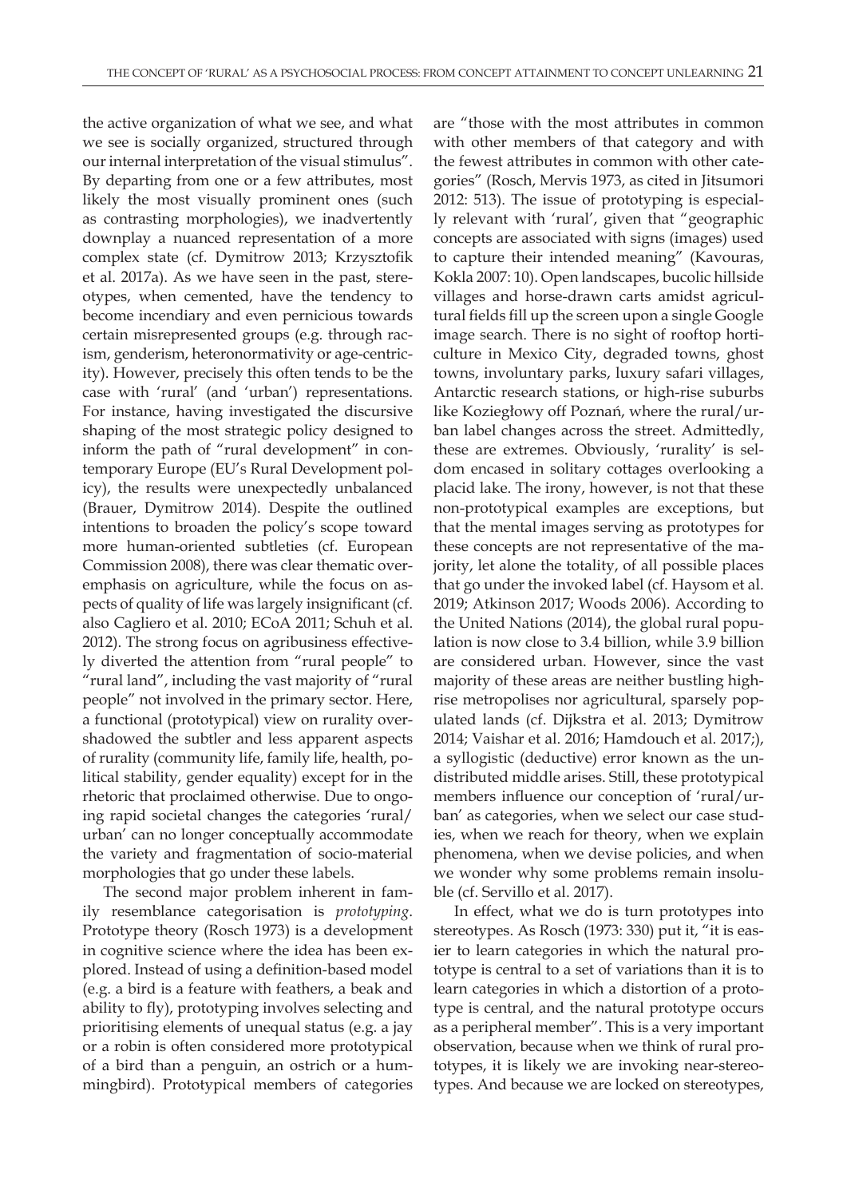the active organization of what we see, and what we see is socially organized, structured through our internal interpretation of the visual stimulus". By departing from one or a few attributes, most likely the most visually prominent ones (such as contrasting morphologies), we inadvertently downplay a nuanced representation of a more complex state (cf. Dymitrow 2013; Krzysztofik et al. 2017a). As we have seen in the past, stereotypes, when cemented, have the tendency to become incendiary and even pernicious towards certain misrepresented groups (e.g. through racism, genderism, heteronormativity or age-centricity). However, precisely this often tends to be the case with 'rural' (and 'urban') representations. For instance, having investigated the discursive shaping of the most strategic policy designed to inform the path of "rural development" in contemporary Europe (EU's Rural Development policy), the results were unexpectedly unbalanced (Brauer, Dymitrow 2014). Despite the outlined intentions to broaden the policy's scope toward more human-oriented subtleties (cf. European Commission 2008), there was clear thematic overemphasis on agriculture, while the focus on aspects of quality of life was largely insignificant (cf. also Cagliero et al. 2010; ECoA 2011; Schuh et al. 2012). The strong focus on agribusiness effectively diverted the attention from "rural people" to "rural land", including the vast majority of "rural people" not involved in the primary sector. Here, a functional (prototypical) view on rurality overshadowed the subtler and less apparent aspects of rurality (community life, family life, health, political stability, gender equality) except for in the rhetoric that proclaimed otherwise. Due to ongoing rapid societal changes the categories 'rural/urban' can no longer conceptually accommodate the variety and fragmentation of socio-material morphologies that go under these labels.

The second major problem inherent in family resemblance categorisation is *prototyping*. Prototype theory (Rosch 1973) is a development in cognitive science where the idea has been explored. Instead of using a definition-based model (e.g. a bird is a feature with feathers, a beak and ability to fly), prototyping involves selecting and prioritising elements of unequal status (e.g. a jay or a robin is often considered more prototypical of a bird than a penguin, an ostrich or a hummingbird). Prototypical members of categories are "those with the most attributes in common with other members of that category and with the fewest attributes in common with other categories" (Rosch, Mervis 1973, as cited in Jitsumori 2012: 513). The issue of prototyping is especially relevant with 'rural', given that "geographic concepts are associated with signs (images) used to capture their intended meaning" (Kavouras, Kokla 2007: 10). Open landscapes, bucolic hillside villages and horse-drawn carts amidst agricultural fields fill up the screen upon a single Google image search. There is no sight of rooftop horticulture in Mexico City, degraded towns, ghost towns, involuntary parks, luxury safari villages, Antarctic research stations, or high-rise suburbs like Koziegłowy off Poznań, where the rural/urban label changes across the street. Admittedly, these are extremes. Obviously, 'rurality' is seldom encased in solitary cottages overlooking a placid lake. The irony, however, is not that these non-prototypical examples are exceptions, but that the mental images serving as prototypes for these concepts are not representative of the majority, let alone the totality, of all possible places that go under the invoked label (cf. Haysom et al. 2019; Atkinson 2017; Woods 2006). According to the United Nations (2014), the global rural population is now close to 3.4 billion, while 3.9 billion are considered urban. However, since the vast majority of these areas are neither bustling high-rise metropolises nor agricultural, sparsely populated lands (cf. Dijkstra et al. 2013; Dymitrow 2014; Vaishar et al. 2016; Hamdouch et al. 2017;), a syllogistic (deductive) error known as the undistributed middle arises. Still, these prototypical members influence our conception of 'rural/urban' as categories, when we select our case studies, when we reach for theory, when we explain phenomena, when we devise policies, and when we wonder why some problems remain insoluble (cf. Servillo et al. 2017).

In effect, what we do is turn prototypes into stereotypes. As Rosch (1973: 330) put it, "it is easier to learn categories in which the natural prototype is central to a set of variations than it is to learn categories in which a distortion of a prototype is central, and the natural prototype occurs as a peripheral member". This is a very important observation, because when we think of rural prototypes, it is likely we are invoking near-stereotypes. And because we are locked on stereotypes,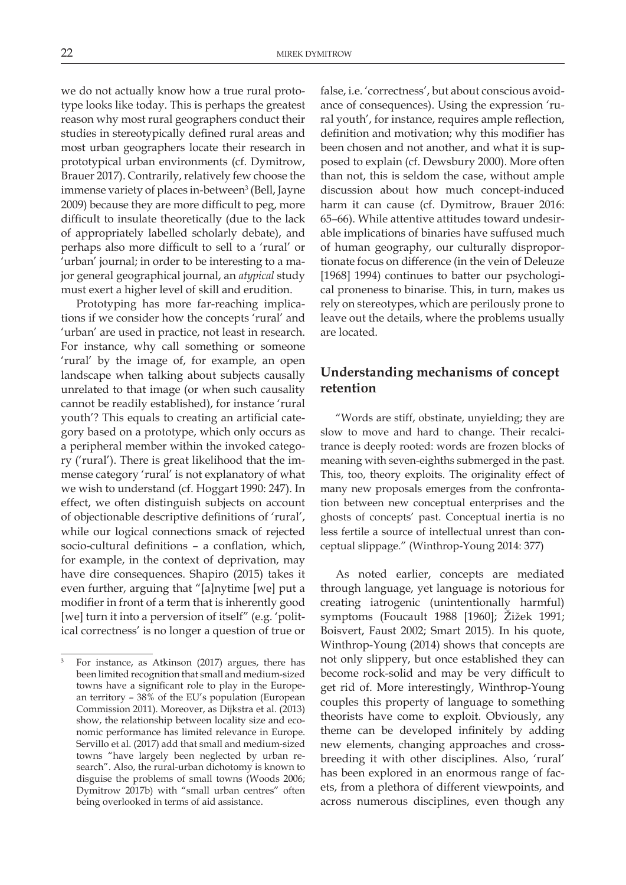we do not actually know how a true rural prototype looks like today. This is perhaps the greatest reason why most rural geographers conduct their studies in stereotypically defined rural areas and most urban geographers locate their research in prototypical urban environments (cf. Dymitrow, Brauer 2017). Contrarily, relatively few choose the immense variety of places in-between[3] (Bell, Jayne 2009) because they are more difficult to peg, more difficult to insulate theoretically (due to the lack of appropriately labelled scholarly debate), and perhaps also more difficult to sell to a 'rural' or 'urban' journal; in order to be interesting to a major general geographical journal, an *atypical* study must exert a higher level of skill and erudition.

Prototyping has more far-reaching implications if we consider how the concepts 'rural' and 'urban' are used in practice, not least in research. For instance, why call something or someone 'rural' by the image of, for example, an open landscape when talking about subjects causally unrelated to that image (or when such causality cannot be readily established), for instance 'rural youth'? This equals to creating an artificial category based on a prototype, which only occurs as a peripheral member within the invoked category ('rural'). There is great likelihood that the immense category 'rural' is not explanatory of what we wish to understand (cf. Hoggart 1990: 247). In effect, we often distinguish subjects on account of objectionable descriptive definitions of 'rural', while our logical connections smack of rejected socio-cultural definitions – a conflation, which, for example, in the context of deprivation, may have dire consequences. Shapiro (2015) takes it even further, arguing that "[a]nytime [we] put a modifier in front of a term that is inherently good [we] turn it into a perversion of itself" (e.g. 'political correctness' is no longer a question of true or false, i.e. 'correctness', but about conscious avoidance of consequences). Using the expression 'rural youth', for instance, requires ample reflection, definition and motivation; why this modifier has been chosen and not another, and what it is supposed to explain (cf. Dewsbury 2000). More often than not, this is seldom the case, without ample discussion about how much concept-induced harm it can cause (cf. Dymitrow, Brauer 2016: 65–66). While attentive attitudes toward undesirable implications of binaries have suffused much of human geography, our culturally disproportionate focus on difference (in the vein of Deleuze [1968] 1994) continues to batter our psychological proneness to binarise. This, in turn, makes us rely on stereotypes, which are perilously prone to leave out the details, where the problems usually are located.

## Understanding mechanisms of concept retention

"Words are stiff, obstinate, unyielding; they are slow to move and hard to change. Their recalcitrance is deeply rooted: words are frozen blocks of meaning with seven-eighths submerged in the past. This, too, theory exploits. The originality effect of many new proposals emerges from the confrontation between new conceptual enterprises and the ghosts of concepts' past. Conceptual inertia is no less fertile a source of intellectual unrest than conceptual slippage." (Winthrop-Young 2014: 377)

As noted earlier, concepts are mediated through language, yet language is notorious for creating iatrogenic (unintentionally harmful) symptoms (Foucault 1988 [1960]; Žižek 1991; Boisvert, Faust 2002; Smart 2015). In his quote, Winthrop-Young (2014) shows that concepts are not only slippery, but once established they can become rock-solid and may be very difficult to get rid of. More interestingly, Winthrop-Young couples this property of language to something theorists have come to exploit. Obviously, any theme can be developed infinitely by adding new elements, changing approaches and cross-breeding it with other disciplines. Also, 'rural' has been explored in an enormous range of facets, from a plethora of different viewpoints, and across numerous disciplines, even though any

[3] For instance, as Atkinson (2017) argues, there has been limited recognition that small and medium-sized towns have a significant role to play in the European territory – 38% of the EU's population (European Commission 2011). Moreover, as Dijkstra et al. (2013) show, the relationship between locality size and economic performance has limited relevance in Europe. Servillo et al. (2017) add that small and medium-sized towns "have largely been neglected by urban research". Also, the rural-urban dichotomy is known to disguise the problems of small towns (Woods 2006; Dymitrow 2017b) with "small urban centres" often being overlooked in terms of aid assistance.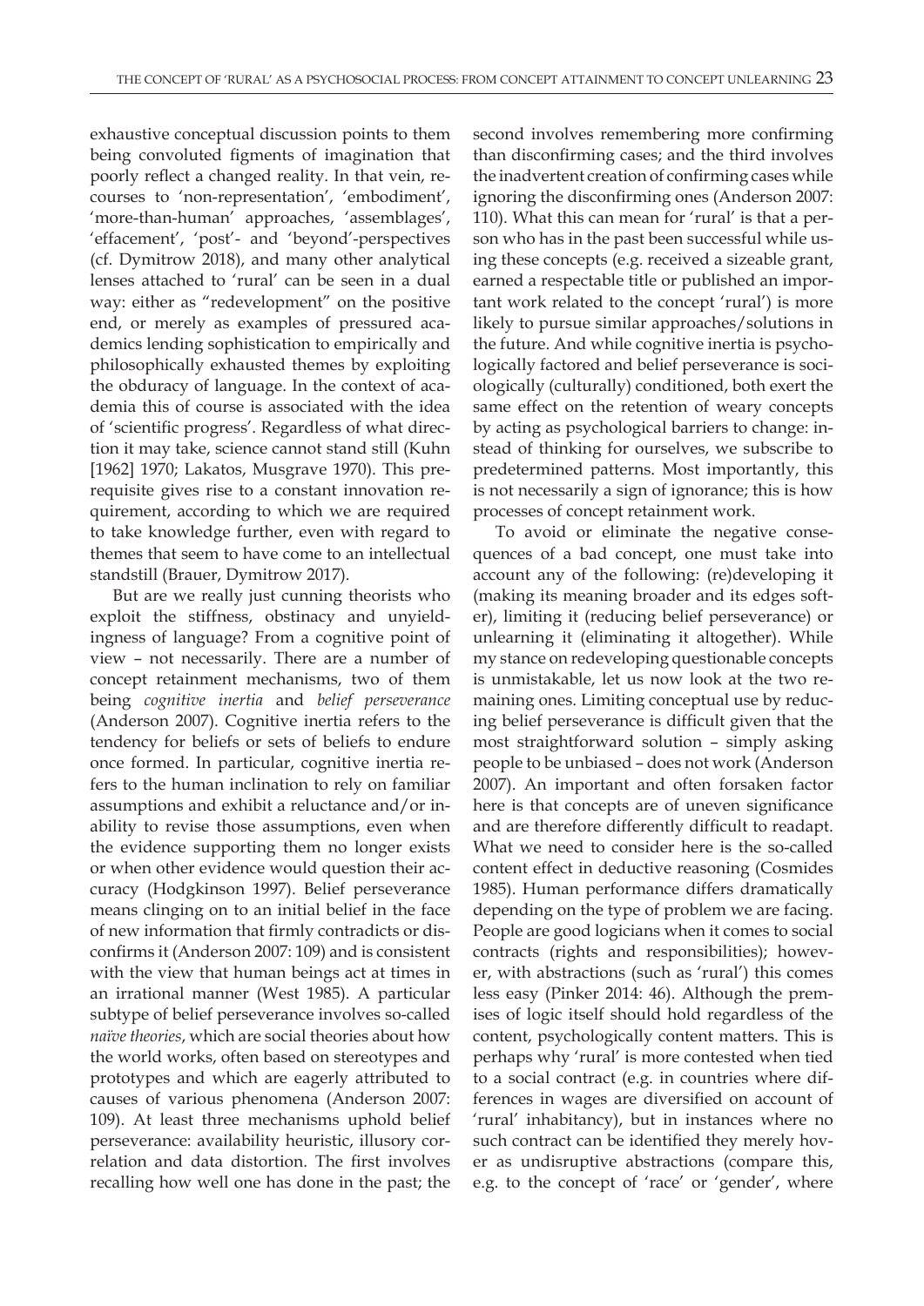exhaustive conceptual discussion points to them being convoluted figments of imagination that poorly reflect a changed reality. In that vein, recourses to 'non-representation', 'embodiment', 'more-than-human' approaches, 'assemblages', 'effacement', 'post'- and 'beyond'-perspectives (cf. Dymitrow 2018), and many other analytical lenses attached to 'rural' can be seen in a dual way: either as "redevelopment" on the positive end, or merely as examples of pressured academics lending sophistication to empirically and philosophically exhausted themes by exploiting the obduracy of language. In the context of academia this of course is associated with the idea of 'scientific progress'. Regardless of what direction it may take, science cannot stand still (Kuhn [1962] 1970; Lakatos, Musgrave 1970). This prerequisite gives rise to a constant innovation requirement, according to which we are required to take knowledge further, even with regard to themes that seem to have come to an intellectual standstill (Brauer, Dymitrow 2017).

But are we really just cunning theorists who exploit the stiffness, obstinacy and unyieldingness of language? From a cognitive point of view – not necessarily. There are a number of concept retainment mechanisms, two of them being *cognitive inertia* and *belief perseverance* (Anderson 2007). Cognitive inertia refers to the tendency for beliefs or sets of beliefs to endure once formed. In particular, cognitive inertia refers to the human inclination to rely on familiar assumptions and exhibit a reluctance and/or inability to revise those assumptions, even when the evidence supporting them no longer exists or when other evidence would question their accuracy (Hodgkinson 1997). Belief perseverance means clinging on to an initial belief in the face of new information that firmly contradicts or disconfirms it (Anderson 2007: 109) and is consistent with the view that human beings act at times in an irrational manner (West 1985). A particular subtype of belief perseverance involves so-called *naïve theories*, which are social theories about how the world works, often based on stereotypes and prototypes and which are eagerly attributed to causes of various phenomena (Anderson 2007: 109). At least three mechanisms uphold belief perseverance: availability heuristic, illusory correlation and data distortion. The first involves recalling how well one has done in the past; the second involves remembering more confirming than disconfirming cases; and the third involves the inadvertent creation of confirming cases while ignoring the disconfirming ones (Anderson 2007: 110). What this can mean for 'rural' is that a person who has in the past been successful while using these concepts (e.g. received a sizeable grant, earned a respectable title or published an important work related to the concept 'rural') is more likely to pursue similar approaches/solutions in the future. And while cognitive inertia is psychologically factored and belief perseverance is sociologically (culturally) conditioned, both exert the same effect on the retention of weary concepts by acting as psychological barriers to change: instead of thinking for ourselves, we subscribe to predetermined patterns. Most importantly, this is not necessarily a sign of ignorance; this is how processes of concept retainment work.

To avoid or eliminate the negative consequences of a bad concept, one must take into account any of the following: (re)developing it (making its meaning broader and its edges softer), limiting it (reducing belief perseverance) or unlearning it (eliminating it altogether). While my stance on redeveloping questionable concepts is unmistakable, let us now look at the two remaining ones. Limiting conceptual use by reducing belief perseverance is difficult given that the most straightforward solution – simply asking people to be unbiased – does not work (Anderson 2007). An important and often forsaken factor here is that concepts are of uneven significance and are therefore differently difficult to readapt. What we need to consider here is the so-called content effect in deductive reasoning (Cosmides 1985). Human performance differs dramatically depending on the type of problem we are facing. People are good logicians when it comes to social contracts (rights and responsibilities); however, with abstractions (such as 'rural') this comes less easy (Pinker 2014: 46). Although the premises of logic itself should hold regardless of the content, psychologically content matters. This is perhaps why 'rural' is more contested when tied to a social contract (e.g. in countries where differences in wages are diversified on account of 'rural' inhabitancy), but in instances where no such contract can be identified they merely hover as undisruptive abstractions (compare this, e.g. to the concept of 'race' or 'gender', where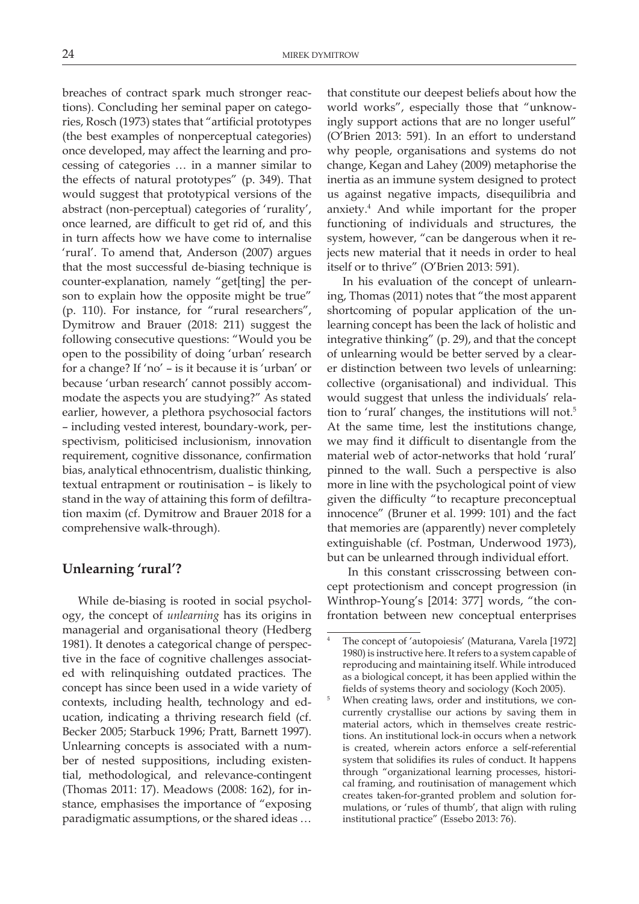breaches of contract spark much stronger reactions). Concluding her seminal paper on categories, Rosch (1973) states that "artificial prototypes (the best examples of nonperceptual categories) once developed, may affect the learning and processing of categories … in a manner similar to the effects of natural prototypes" (p. 349). That would suggest that prototypical versions of the abstract (non-perceptual) categories of 'rurality', once learned, are difficult to get rid of, and this in turn affects how we have come to internalise 'rural'. To amend that, Anderson (2007) argues that the most successful de-biasing technique is counter-explanation, namely "get[ting] the person to explain how the opposite might be true" (p. 110). For instance, for "rural researchers", Dymitrow and Brauer (2018: 211) suggest the following consecutive questions: "Would you be open to the possibility of doing 'urban' research for a change? If 'no' – is it because it is 'urban' or because 'urban research' cannot possibly accommodate the aspects you are studying?" As stated earlier, however, a plethora psychosocial factors – including vested interest, boundary-work, perspectivism, politicised inclusionism, innovation requirement, cognitive dissonance, confirmation bias, analytical ethnocentrism, dualistic thinking, textual entrapment or routinisation – is likely to stand in the way of attaining this form of defiltration maxim (cf. Dymitrow and Brauer 2018 for a comprehensive walk-through).

## Unlearning 'rural'?

While de-biasing is rooted in social psychology, the concept of *unlearning* has its origins in managerial and organisational theory (Hedberg 1981). It denotes a categorical change of perspective in the face of cognitive challenges associated with relinquishing outdated practices. The concept has since been used in a wide variety of contexts, including health, technology and education, indicating a thriving research field (cf. Becker 2005; Starbuck 1996; Pratt, Barnett 1997). Unlearning concepts is associated with a number of nested suppositions, including existential, methodological, and relevance-contingent (Thomas 2011: 17). Meadows (2008: 162), for instance, emphasises the importance of "exposing paradigmatic assumptions, or the shared ideas … that constitute our deepest beliefs about how the world works", especially those that "unknowingly support actions that are no longer useful" (O'Brien 2013: 591). In an effort to understand why people, organisations and systems do not change, Kegan and Lahey (2009) metaphorise the inertia as an immune system designed to protect us against negative impacts, disequilibria and anxiety.[4] And while important for the proper functioning of individuals and structures, the system, however, "can be dangerous when it rejects new material that it needs in order to heal itself or to thrive" (O'Brien 2013: 591).

In his evaluation of the concept of unlearning, Thomas (2011) notes that "the most apparent shortcoming of popular application of the unlearning concept has been the lack of holistic and integrative thinking" (p. 29), and that the concept of unlearning would be better served by a clearer distinction between two levels of unlearning: collective (organisational) and individual. This would suggest that unless the individuals' relation to 'rural' changes, the institutions will not.[5] At the same time, lest the institutions change, we may find it difficult to disentangle from the material web of actor-networks that hold 'rural' pinned to the wall. Such a perspective is also more in line with the psychological point of view given the difficulty "to recapture preconceptual innocence" (Bruner et al. 1999: 101) and the fact that memories are (apparently) never completely extinguishable (cf. Postman, Underwood 1973), but can be unlearned through individual effort.

In this constant crisscrossing between concept protectionism and concept progression (in Winthrop-Young's [2014: 377] words, "the confrontation between new conceptual enterprises

[4] The concept of 'autopoiesis' (Maturana, Varela [1972] 1980) is instructive here. It refers to a system capable of reproducing and maintaining itself. While introduced as a biological concept, it has been applied within the fields of systems theory and sociology (Koch 2005).

[5] When creating laws, order and institutions, we concurrently crystallise our actions by saving them in material actors, which in themselves create restrictions. An institutional lock-in occurs when a network is created, wherein actors enforce a self-referential system that solidifies its rules of conduct. It happens through "organizational learning processes, historical framing, and routinisation of management which creates taken-for-granted problem and solution formulations, or 'rules of thumb', that align with ruling institutional practice" (Essebo 2013: 76).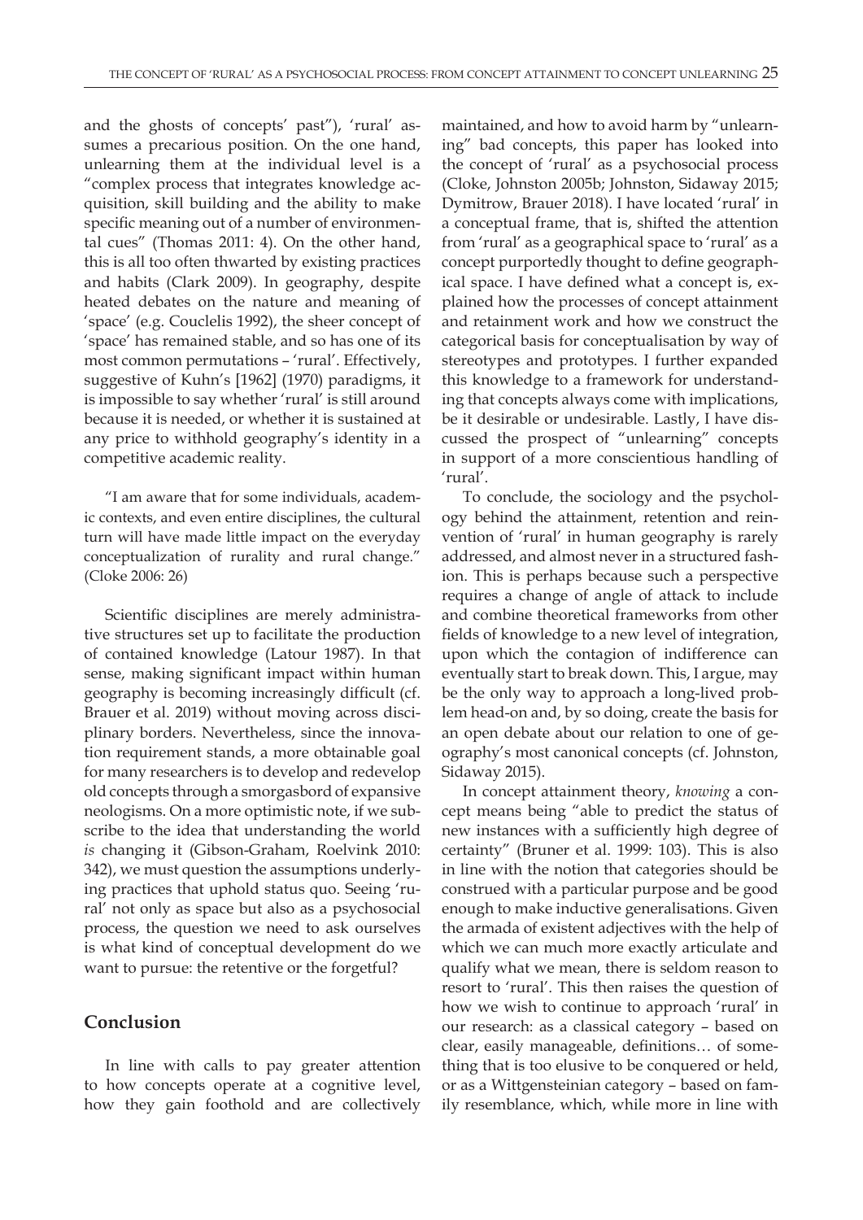and the ghosts of concepts' past"), 'rural' assumes a precarious position. On the one hand, unlearning them at the individual level is a "complex process that integrates knowledge acquisition, skill building and the ability to make specific meaning out of a number of environmental cues" (Thomas 2011: 4). On the other hand, this is all too often thwarted by existing practices and habits (Clark 2009). In geography, despite heated debates on the nature and meaning of 'space' (e.g. Couclelis 1992), the sheer concept of 'space' has remained stable, and so has one of its most common permutations – 'rural'. Effectively, suggestive of Kuhn's [1962] (1970) paradigms, it is impossible to say whether 'rural' is still around because it is needed, or whether it is sustained at any price to withhold geography's identity in a competitive academic reality.

"I am aware that for some individuals, academic contexts, and even entire disciplines, the cultural turn will have made little impact on the everyday conceptualization of rurality and rural change." (Cloke 2006: 26)

Scientific disciplines are merely administrative structures set up to facilitate the production of contained knowledge (Latour 1987). In that sense, making significant impact within human geography is becoming increasingly difficult (cf. Brauer et al. 2019) without moving across disciplinary borders. Nevertheless, since the innovation requirement stands, a more obtainable goal for many researchers is to develop and redevelop old concepts through a smorgasbord of expansive neologisms. On a more optimistic note, if we subscribe to the idea that understanding the world *is* changing it (Gibson-Graham, Roelvink 2010: 342), we must question the assumptions underlying practices that uphold status quo. Seeing 'rural' not only as space but also as a psychosocial process, the question we need to ask ourselves is what kind of conceptual development do we want to pursue: the retentive or the forgetful?

## Conclusion

In line with calls to pay greater attention to how concepts operate at a cognitive level, how they gain foothold and are collectively maintained, and how to avoid harm by "unlearning" bad concepts, this paper has looked into the concept of 'rural' as a psychosocial process (Cloke, Johnston 2005b; Johnston, Sidaway 2015; Dymitrow, Brauer 2018). I have located 'rural' in a conceptual frame, that is, shifted the attention from 'rural' as a geographical space to 'rural' as a concept purportedly thought to define geographical space. I have defined what a concept is, explained how the processes of concept attainment and retainment work and how we construct the categorical basis for conceptualisation by way of stereotypes and prototypes. I further expanded this knowledge to a framework for understanding that concepts always come with implications, be it desirable or undesirable. Lastly, I have discussed the prospect of "unlearning" concepts in support of a more conscientious handling of 'rural'.

To conclude, the sociology and the psychology behind the attainment, retention and reinvention of 'rural' in human geography is rarely addressed, and almost never in a structured fashion. This is perhaps because such a perspective requires a change of angle of attack to include and combine theoretical frameworks from other fields of knowledge to a new level of integration, upon which the contagion of indifference can eventually start to break down. This, I argue, may be the only way to approach a long-lived problem head-on and, by so doing, create the basis for an open debate about our relation to one of geography's most canonical concepts (cf. Johnston, Sidaway 2015).

In concept attainment theory, *knowing* a concept means being "able to predict the status of new instances with a sufficiently high degree of certainty" (Bruner et al. 1999: 103). This is also in line with the notion that categories should be construed with a particular purpose and be good enough to make inductive generalisations. Given the armada of existent adjectives with the help of which we can much more exactly articulate and qualify what we mean, there is seldom reason to resort to 'rural'. This then raises the question of how we wish to continue to approach 'rural' in our research: as a classical category – based on clear, easily manageable, definitions… of something that is too elusive to be conquered or held, or as a Wittgensteinian category – based on family resemblance, which, while more in line with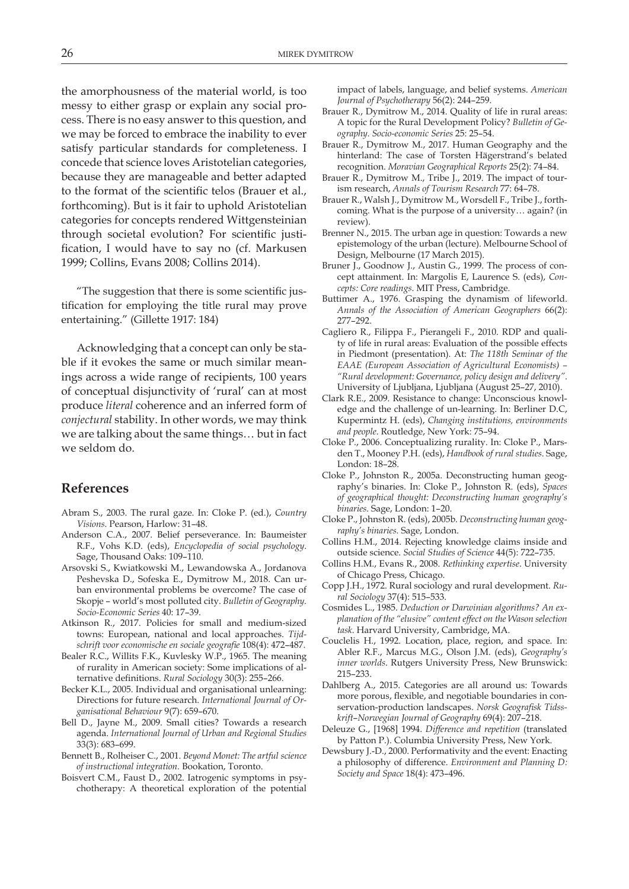the amorphousness of the material world, is too messy to either grasp or explain any social process. There is no easy answer to this question, and we may be forced to embrace the inability to ever satisfy particular standards for completeness. I concede that science loves Aristotelian categories, because they are manageable and better adapted to the format of the scientific telos (Brauer et al., forthcoming). But is it fair to uphold Aristotelian categories for concepts rendered Wittgensteinian through societal evolution? For scientific justification, I would have to say no (cf. Markusen 1999; Collins, Evans 2008; Collins 2014).

"The suggestion that there is some scientific justification for employing the title rural may prove entertaining." (Gillette 1917: 184)

Acknowledging that a concept can only be stable if it evokes the same or much similar meanings across a wide range of recipients, 100 years of conceptual disjunctivity of 'rural' can at most produce *literal* coherence and an inferred form of *conjectural* stability. In other words, we may think we are talking about the same things… but in fact we seldom do.

## References

Abram S., 2003. The rural gaze. In: Cloke P. (ed.), *Country Visions*. Pearson, Harlow: 31–48.

Anderson C.A., 2007. Belief perseverance. In: Baumeister R.F., Vohs K.D. (eds), *Encyclopedia of social psychology*. Sage, Thousand Oaks: 109–110.

Arsovski S., Kwiatkowski M., Lewandowska A., Jordanova Peshevska D., Sofeska E., Dymitrow M., 2018. Can urban environmental problems be overcome? The case of Skopje – world's most polluted city. *Bulletin of Geography. Socio-Economic Series* 40: 17–39.

Atkinson R., 2017. Policies for small and medium-sized towns: European, national and local approaches. *Tijdschrift voor economische en sociale geografie* 108(4): 472–487.

Bealer R.C., Willits F.K., Kuvlesky W.P., 1965. The meaning of rurality in American society: Some implications of alternative definitions. *Rural Sociology* 30(3): 255–266.

Becker K.L., 2005. Individual and organisational unlearning: Directions for future research. *International Journal of Organisational Behaviour* 9(7): 659–670.

Bell D., Jayne M., 2009. Small cities? Towards a research agenda. *International Journal of Urban and Regional Studies* 33(3): 683–699.

Bennett B., Rolheiser C., 2001. *Beyond Monet: The artful science of instructional integration*. Bookation, Toronto.

Boisvert C.M., Faust D., 2002. Iatrogenic symptoms in psychotherapy: A theoretical exploration of the potential impact of labels, language, and belief systems. *American Journal of Psychotherapy* 56(2): 244–259.

Brauer R., Dymitrow M., 2014. Quality of life in rural areas: A topic for the Rural Development Policy? *Bulletin of Geography. Socio-economic Series* 25: 25–54.

Brauer R., Dymitrow M., 2017. Human Geography and the hinterland: The case of Torsten Hägerstrand's belated recognition. *Moravian Geographical Reports* 25(2): 74–84.

Brauer R., Dymitrow M., Tribe J., 2019. The impact of tourism research, *Annals of Tourism Research* 77: 64–78.

Brauer R., Walsh J., Dymitrow M., Worsdell F., Tribe J., forthcoming. What is the purpose of a university… again? (in review).

Brenner N., 2015. The urban age in question: Towards a new epistemology of the urban (lecture). Melbourne School of Design, Melbourne (17 March 2015).

Bruner J., Goodnow J., Austin G., 1999. The process of concept attainment. In: Margolis E, Laurence S. (eds), *Concepts: Core readings*. MIT Press, Cambridge.

Buttimer A., 1976. Grasping the dynamism of lifeworld. *Annals of the Association of American Geographers* 66(2): 277–292.

Cagliero R., Filippa F., Pierangeli F., 2010. RDP and quality of life in rural areas: Evaluation of the possible effects in Piedmont (presentation). At: *The 118th Seminar of the EAAE (European Association of Agricultural Economists) – "Rural development: Governance, policy design and delivery"*. University of Ljubljana, Ljubljana (August 25–27, 2010).

Clark R.E., 2009. Resistance to change: Unconscious knowledge and the challenge of un-learning. In: Berliner D.C, Kupermintz H. (eds), *Changing institutions, environments and people*. Routledge, New York: 75–94.

Cloke P., 2006. Conceptualizing rurality. In: Cloke P., Marsden T., Mooney P.H. (eds), *Handbook of rural studies*. Sage, London: 18–28.

Cloke P., Johnston R., 2005a. Deconstructing human geography's binaries. In: Cloke P., Johnston R. (eds), *Spaces of geographical thought: Deconstructing human geography's binaries*. Sage, London: 1–20.

Cloke P., Johnston R. (eds), 2005b. *Deconstructing human geography's binaries*. Sage, London.

Collins H.M., 2014. Rejecting knowledge claims inside and outside science. *Social Studies of Science* 44(5): 722–735.

Collins H.M., Evans R., 2008. *Rethinking expertise*. University of Chicago Press, Chicago.

Copp J.H., 1972. Rural sociology and rural development. *Rural Sociology* 37(4): 515–533.

Cosmides L., 1985. *Deduction or Darwinian algorithms? An explanation of the "elusive" content effect on the Wason selection task*. Harvard University, Cambridge, MA.

Couclelis H., 1992. Location, place, region, and space. In: Abler R.F., Marcus M.G., Olson J.M. (eds), *Geography's inner worlds*. Rutgers University Press, New Brunswick: 215–233.

Dahlberg A., 2015. Categories are all around us: Towards more porous, flexible, and negotiable boundaries in conservation-production landscapes. *Norsk Geografisk Tidsskrift–Norwegian Journal of Geography* 69(4): 207–218.

Deleuze G., [1968] 1994. *Difference and repetition* (translated by Patton P.). Columbia University Press, New York.

Dewsbury J.-D., 2000. Performativity and the event: Enacting a philosophy of difference. *Environment and Planning D: Society and Space* 18(4): 473–496.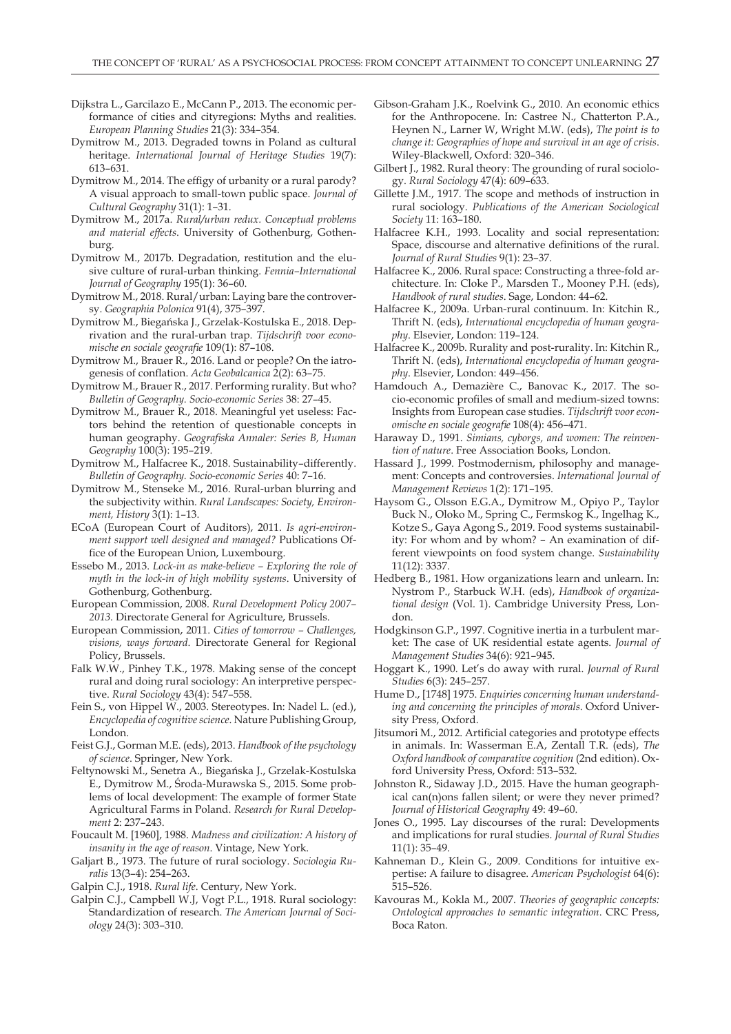Dijkstra L., Garcilazo E., McCann P., 2013. The economic performance of cities and cityregions: Myths and realities. *European Planning Studies* 21(3): 334–354.

Dymitrow M., 2013. Degraded towns in Poland as cultural heritage. *International Journal of Heritage Studies* 19(7): 613–631.

Dymitrow M., 2014. The effigy of urbanity or a rural parody? A visual approach to small-town public space. *Journal of Cultural Geography* 31(1): 1–31.

Dymitrow M., 2017a. *Rural/urban redux. Conceptual problems and material effects*. University of Gothenburg, Gothenburg.

Dymitrow M., 2017b. Degradation, restitution and the elusive culture of rural-urban thinking. *Fennia–International Journal of Geography* 195(1): 36–60.

Dymitrow M., 2018. Rural/urban: Laying bare the controversy. *Geographia Polonica* 91(4), 375–397.

Dymitrow M., Biegańska J., Grzelak-Kostulska E., 2018. Deprivation and the rural-urban trap. *Tijdschrift voor economische en sociale geografie* 109(1): 87–108.

Dymitrow M., Brauer R., 2016. Land or people? On the iatrogenesis of conflation. *Acta Geobalcanica* 2(2): 63–75.

Dymitrow M., Brauer R., 2017. Performing rurality. But who? *Bulletin of Geography. Socio-economic Series* 38: 27–45.

Dymitrow M., Brauer R., 2018. Meaningful yet useless: Factors behind the retention of questionable concepts in human geography. *Geografiska Annaler: Series B, Human Geography* 100(3): 195–219.

Dymitrow M., Halfacree K., 2018. Sustainability–differently. *Bulletin of Geography. Socio-economic Series* 40: 7–16.

Dymitrow M., Stenseke M., 2016. Rural-urban blurring and the subjectivity within. *Rural Landscapes: Society, Environment, History* 3(1): 1–13.

ECoA (European Court of Auditors), 2011. *Is agri-environment support well designed and managed?* Publications Office of the European Union, Luxembourg.

Essebo M., 2013. *Lock-in as make-believe – Exploring the role of myth in the lock-in of high mobility systems*. University of Gothenburg, Gothenburg.

European Commission, 2008. *Rural Development Policy 2007–2013*. Directorate General for Agriculture, Brussels.

European Commission, 2011. *Cities of tomorrow – Challenges, visions, ways forward*. Directorate General for Regional Policy, Brussels.

Falk W.W., Pinhey T.K., 1978. Making sense of the concept rural and doing rural sociology: An interpretive perspective. *Rural Sociology* 43(4): 547–558.

Fein S., von Hippel W., 2003. Stereotypes. In: Nadel L. (ed.), *Encyclopedia of cognitive science*. Nature Publishing Group, London.

Feist G.J., Gorman M.E. (eds), 2013. *Handbook of the psychology of science*. Springer, New York.

Feltynowski M., Senetra A., Biegańska J., Grzelak-Kostulska E., Dymitrow M., Środa-Murawska S., 2015. Some problems of local development: The example of former State Agricultural Farms in Poland. *Research for Rural Development* 2: 237–243.

Foucault M. [1960], 1988. *Madness and civilization: A history of insanity in the age of reason*. Vintage, New York.

Galjart B., 1973. The future of rural sociology. *Sociologia Ruralis* 13(3–4): 254–263.

Galpin C.J., 1918. *Rural life*. Century, New York.

Galpin C.J., Campbell W.J, Vogt P.L., 1918. Rural sociology: Standardization of research. *The American Journal of Sociology* 24(3): 303–310.

Gibson-Graham J.K., Roelvink G., 2010. An economic ethics for the Anthropocene. In: Castree N., Chatterton P.A., Heynen N., Larner W, Wright M.W. (eds), *The point is to change it: Geographies of hope and survival in an age of crisis*. Wiley-Blackwell, Oxford: 320–346.

Gilbert J., 1982. Rural theory: The grounding of rural sociology. *Rural Sociology* 47(4): 609–633.

Gillette J.M., 1917. The scope and methods of instruction in rural sociology. *Publications of the American Sociological Society* 11: 163–180.

Halfacree K.H., 1993. Locality and social representation: Space, discourse and alternative definitions of the rural. *Journal of Rural Studies* 9(1): 23–37.

Halfacree K., 2006. Rural space: Constructing a three-fold architecture. In: Cloke P., Marsden T., Mooney P.H. (eds), *Handbook of rural studies*. Sage, London: 44–62.

Halfacree K., 2009a. Urban-rural continuum. In: Kitchin R., Thrift N. (eds), *International encyclopedia of human geography*. Elsevier, London: 119–124.

Halfacree K., 2009b. Rurality and post-rurality. In: Kitchin R., Thrift N. (eds), *International encyclopedia of human geography*. Elsevier, London: 449–456.

Hamdouch A., Demazière C., Banovac K., 2017. The socio-economic profiles of small and medium-sized towns: Insights from European case studies. *Tijdschrift voor economische en sociale geografie* 108(4): 456–471.

Haraway D., 1991. *Simians, cyborgs, and women: The reinvention of nature*. Free Association Books, London.

Hassard J., 1999. Postmodernism, philosophy and management: Concepts and controversies. *International Journal of Management Reviews* 1(2): 171–195.

Haysom G., Olsson E.G.A., Dymitrow M., Opiyo P., Taylor Buck N., Oloko M., Spring C., Fermskog K., Ingelhag K., Kotze S., Gaya Agong S., 2019. Food systems sustainability: For whom and by whom? – An examination of different viewpoints on food system change. *Sustainability* 11(12): 3337.

Hedberg B., 1981. How organizations learn and unlearn. In: Nystrom P., Starbuck W.H. (eds), *Handbook of organizational design* (Vol. 1). Cambridge University Press, London.

Hodgkinson G.P., 1997. Cognitive inertia in a turbulent market: The case of UK residential estate agents. *Journal of Management Studies* 34(6): 921–945.

Hoggart K., 1990. Let's do away with rural. *Journal of Rural Studies* 6(3): 245–257.

Hume D., [1748] 1975. *Enquiries concerning human understanding and concerning the principles of morals*. Oxford University Press, Oxford.

Jitsumori M., 2012. Artificial categories and prototype effects in animals. In: Wasserman E.A, Zentall T.R. (eds), *The Oxford handbook of comparative cognition* (2nd edition). Oxford University Press, Oxford: 513–532.

Johnston R., Sidaway J.D., 2015. Have the human geographical can(n)ons fallen silent; or were they never primed? *Journal of Historical Geography* 49: 49–60.

Jones O., 1995. Lay discourses of the rural: Developments and implications for rural studies. *Journal of Rural Studies* 11(1): 35–49.

Kahneman D., Klein G., 2009. Conditions for intuitive expertise: A failure to disagree. *American Psychologist* 64(6): 515–526.

Kavouras M., Kokla M., 2007. *Theories of geographic concepts: Ontological approaches to semantic integration*. CRC Press, Boca Raton.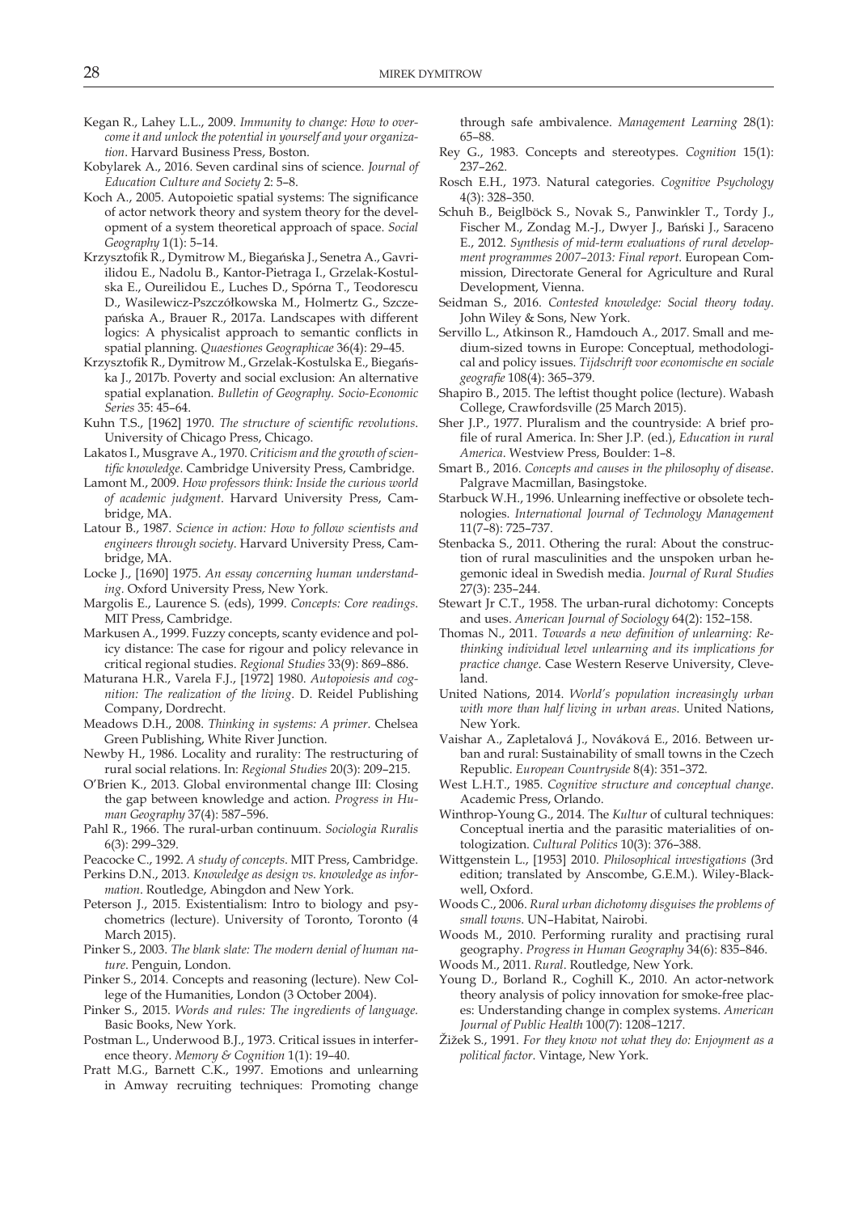Kegan R., Lahey L.L., 2009. *Immunity to change: How to overcome it and unlock the potential in yourself and your organization*. Harvard Business Press, Boston.

Kobylarek A., 2016. Seven cardinal sins of science. *Journal of Education Culture and Society* 2: 5–8.

Koch A., 2005. Autopoietic spatial systems: The significance of actor network theory and system theory for the development of a system theoretical approach of space. *Social Geography* 1(1): 5–14.

Krzysztofik R., Dymitrow M., Biegańska J., Senetra A., Gavriilidou E., Nadolu B., Kantor-Pietraga I., Grzelak-Kostulska E., Oureilidou E., Luches D., Spórna T., Teodorescu D., Wasilewicz-Pszczółkowska M., Holmertz G., Szczepańska A., Brauer R., 2017a. Landscapes with different logics: A physicalist approach to semantic conflicts in spatial planning. *Quaestiones Geographicae* 36(4): 29–45.

Krzysztofik R., Dymitrow M., Grzelak-Kostulska E., Biegańska J., 2017b. Poverty and social exclusion: An alternative spatial explanation. *Bulletin of Geography. Socio-Economic Series* 35: 45–64.

Kuhn T.S., [1962] 1970. *The structure of scientific revolutions*. University of Chicago Press, Chicago.

Lakatos I., Musgrave A., 1970. *Criticism and the growth of scientific knowledge*. Cambridge University Press, Cambridge.

Lamont M., 2009. *How professors think: Inside the curious world of academic judgment*. Harvard University Press, Cambridge, MA.

Latour B., 1987. *Science in action: How to follow scientists and engineers through society*. Harvard University Press, Cambridge, MA.

Locke J., [1690] 1975. *An essay concerning human understanding*. Oxford University Press, New York.

Margolis E., Laurence S. (eds), 1999. *Concepts: Core readings*. MIT Press, Cambridge.

Markusen A., 1999. Fuzzy concepts, scanty evidence and policy distance: The case for rigour and policy relevance in critical regional studies. *Regional Studies* 33(9): 869–886.

Maturana H.R., Varela F.J., [1972] 1980. *Autopoiesis and cognition: The realization of the living*. D. Reidel Publishing Company, Dordrecht.

Meadows D.H., 2008. *Thinking in systems: A primer*. Chelsea Green Publishing, White River Junction.

Newby H., 1986. Locality and rurality: The restructuring of rural social relations. In: *Regional Studies* 20(3): 209–215.

O'Brien K., 2013. Global environmental change III: Closing the gap between knowledge and action. *Progress in Human Geography* 37(4): 587–596.

Pahl R., 1966. The rural-urban continuum. *Sociologia Ruralis* 6(3): 299–329.

Peacocke C., 1992. *A study of concepts*. MIT Press, Cambridge.

Perkins D.N., 2013. *Knowledge as design vs. knowledge as information*. Routledge, Abingdon and New York.

Peterson J., 2015. Existentialism: Intro to biology and psychometrics (lecture). University of Toronto, Toronto (4 March 2015).

Pinker S., 2003. *The blank slate: The modern denial of human nature*. Penguin, London.

Pinker S., 2014. Concepts and reasoning (lecture). New College of the Humanities, London (3 October 2004).

Pinker S., 2015. *Words and rules: The ingredients of language*. Basic Books, New York.

Postman L., Underwood B.J., 1973. Critical issues in interference theory. *Memory & Cognition* 1(1): 19–40.

Pratt M.G., Barnett C.K., 1997. Emotions and unlearning in Amway recruiting techniques: Promoting change through safe ambivalence. *Management Learning* 28(1): 65–88.

Rey G., 1983. Concepts and stereotypes. *Cognition* 15(1): 237–262.

Rosch E.H., 1973. Natural categories. *Cognitive Psychology* 4(3): 328–350.

Schuh B., Beiglböck S., Novak S., Panwinkler T., Tordy J., Fischer M., Zondag M.-J., Dwyer J., Bański J., Saraceno E., 2012. *Synthesis of mid-term evaluations of rural development programmes 2007–2013: Final report*. European Commission, Directorate General for Agriculture and Rural Development, Vienna.

Seidman S., 2016. *Contested knowledge: Social theory today*. John Wiley & Sons, New York.

Servillo L., Atkinson R., Hamdouch A., 2017. Small and medium-sized towns in Europe: Conceptual, methodological and policy issues. *Tijdschrift voor economische en sociale geografie* 108(4): 365–379.

Shapiro B., 2015. The leftist thought police (lecture). Wabash College, Crawfordsville (25 March 2015).

Sher J.P., 1977. Pluralism and the countryside: A brief profile of rural America. In: Sher J.P. (ed.), *Education in rural America*. Westview Press, Boulder: 1–8.

Smart B., 2016. *Concepts and causes in the philosophy of disease*. Palgrave Macmillan, Basingstoke.

Starbuck W.H., 1996. Unlearning ineffective or obsolete technologies. *International Journal of Technology Management* 11(7–8): 725–737.

Stenbacka S., 2011. Othering the rural: About the construction of rural masculinities and the unspoken urban hegemonic ideal in Swedish media. *Journal of Rural Studies* 27(3): 235–244.

Stewart Jr C.T., 1958. The urban-rural dichotomy: Concepts and uses. *American Journal of Sociology* 64(2): 152–158.

Thomas N., 2011. *Towards a new definition of unlearning: Rethinking individual level unlearning and its implications for practice change*. Case Western Reserve University, Cleveland.

United Nations, 2014. *World's population increasingly urban with more than half living in urban areas*. United Nations, New York.

Vaishar A., Zapletalová J., Nováková E., 2016. Between urban and rural: Sustainability of small towns in the Czech Republic. *European Countryside* 8(4): 351–372.

West L.H.T., 1985. *Cognitive structure and conceptual change*. Academic Press, Orlando.

Winthrop-Young G., 2014. The *Kultur* of cultural techniques: Conceptual inertia and the parasitic materialities of ontologization. *Cultural Politics* 10(3): 376–388.

Wittgenstein L., [1953] 2010. *Philosophical investigations* (3rd edition; translated by Anscombe, G.E.M.). Wiley-Blackwell, Oxford.

Woods C., 2006. *Rural urban dichotomy disguises the problems of small towns*. UN–Habitat, Nairobi.

Woods M., 2010. Performing rurality and practising rural geography. *Progress in Human Geography* 34(6): 835–846.

Woods M., 2011. *Rural*. Routledge, New York.

Young D., Borland R., Coghill K., 2010. An actor-network theory analysis of policy innovation for smoke-free places: Understanding change in complex systems. *American Journal of Public Health* 100(7): 1208–1217.

Žižek S., 1991. *For they know not what they do: Enjoyment as a political factor*. Vintage, New York.